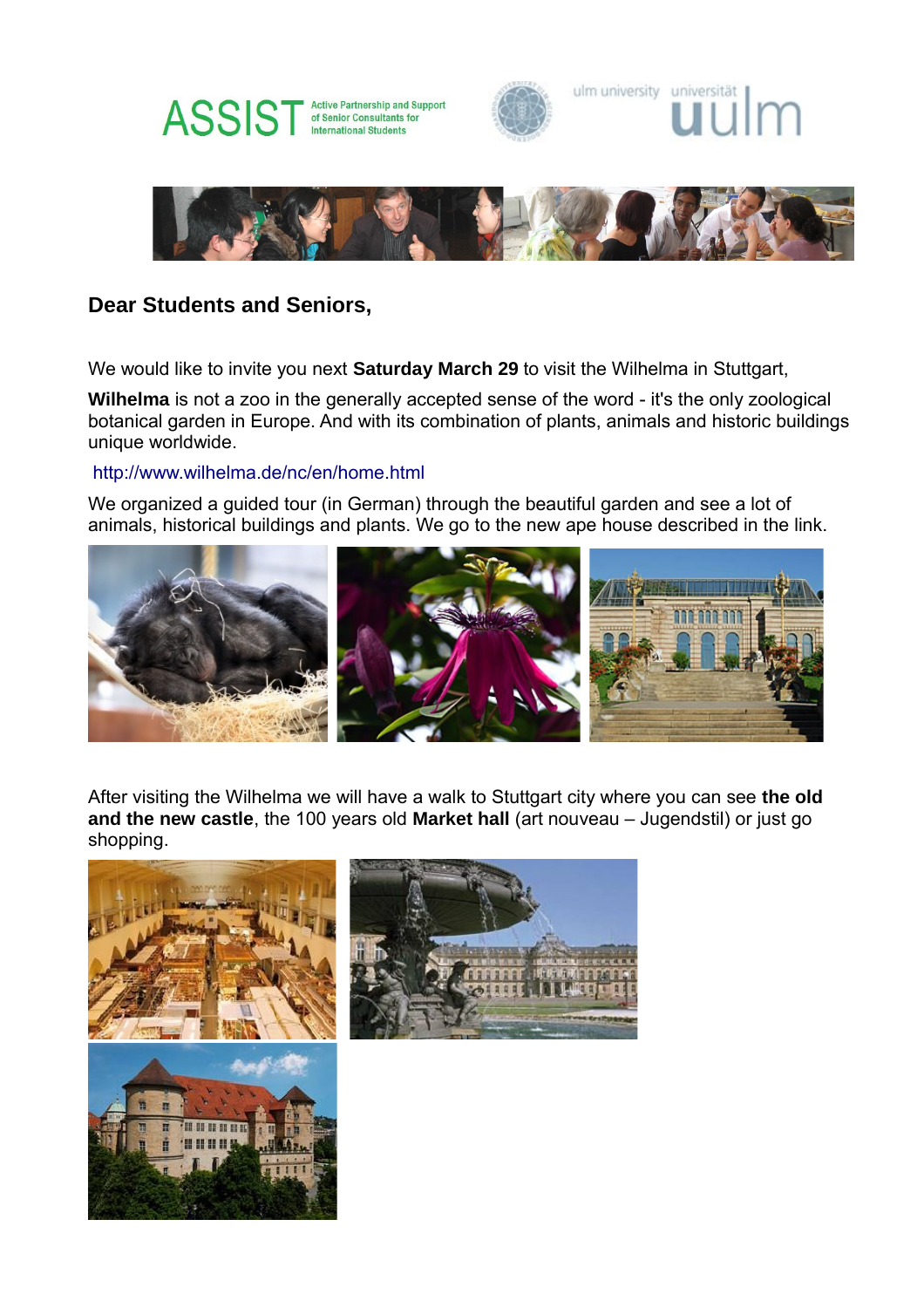ASSIST Active Partnership and Support of Senior Consultants for International Students

ulm university universität ulm

**Dear Students and Seniors,**

We would like to invite you next **Saturday March 29** to visit the Wilhelma in Stuttgart,

**Wilhelma** is not a zoo in the generally accepted sense of the word - it's the only zoological botanical garden in Europe. And with its combination of plants, animals and historic buildings unique worldwide.

http://www.wilhelma.de/nc/en/home.html

We organized a guided tour (in German) through the beautiful garden and see a lot of animals, historical buildings and plants. We go to the new ape house described in the link.

After visiting the Wilhelma we will have a walk to Stuttgart city where you can see **the old and the new castle**, the 100 years old **Market hall** (art nouveau – Jugendstil) or just go shopping.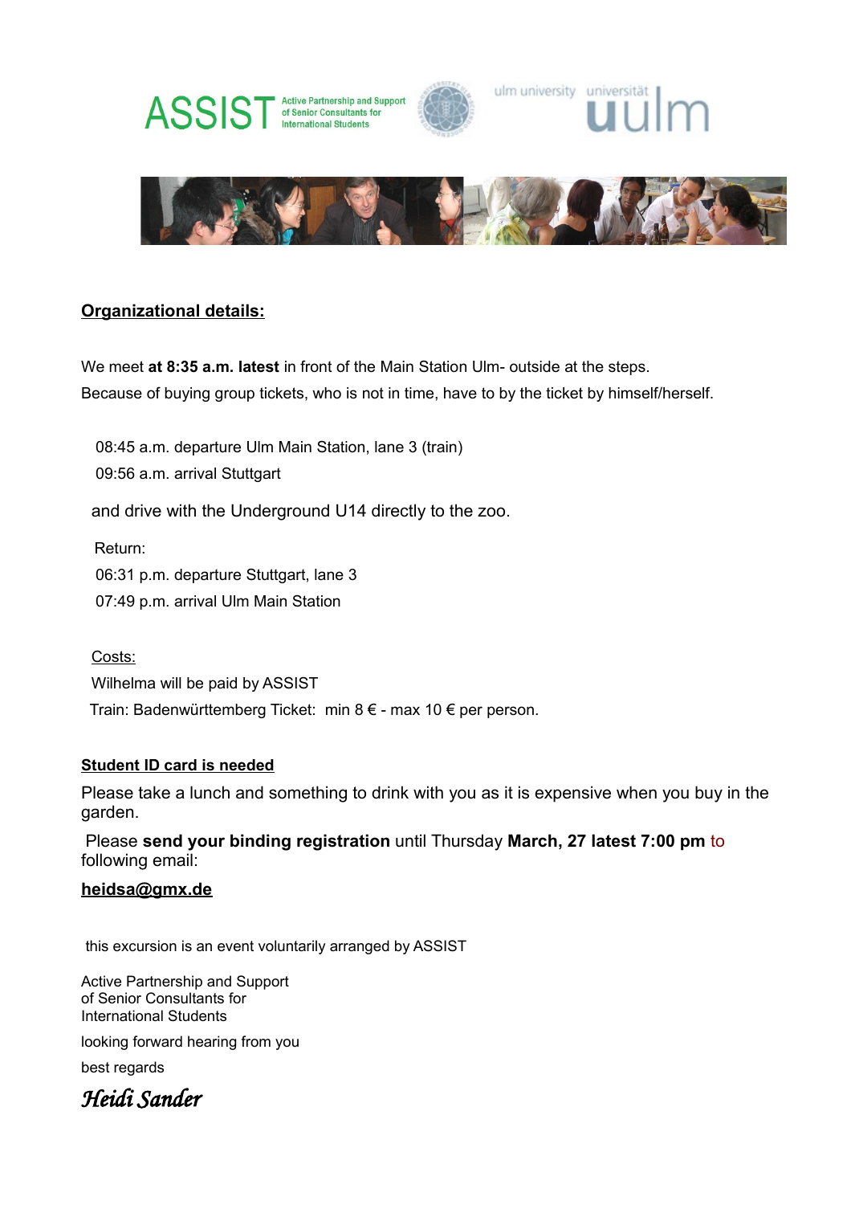ASSIST Active Partnership and Support of Senior Consultants for International Students

ulm university universität ulm

**Organizational details:**

We meet **at 8:35 a.m. latest** in front of the Main Station Ulm- outside at the steps.
Because of buying group tickets, who is not in time, have to by the ticket by himself/herself.

08:45 a.m. departure Ulm Main Station, lane 3 (train)
09:56 a.m. arrival Stuttgart

and drive with the Underground U14 directly to the zoo.

Return:
06:31 p.m. departure Stuttgart, lane 3
07:49 p.m. arrival Ulm Main Station

Costs:
Wilhelma will be paid by ASSIST
Train: Badenwürttemberg Ticket: min 8 € - max 10 € per person.

**Student ID card is needed**

Please take a lunch and something to drink with you as it is expensive when you buy in the garden.

Please **send your binding registration** until Thursday **March, 27 latest 7:00 pm** to following email:

**heidsa@gmx.de**

this excursion is an event voluntarily arranged by ASSIST

Active Partnership and Support
of Senior Consultants for
International Students

looking forward hearing from you

best regards

*Heidi Sander*